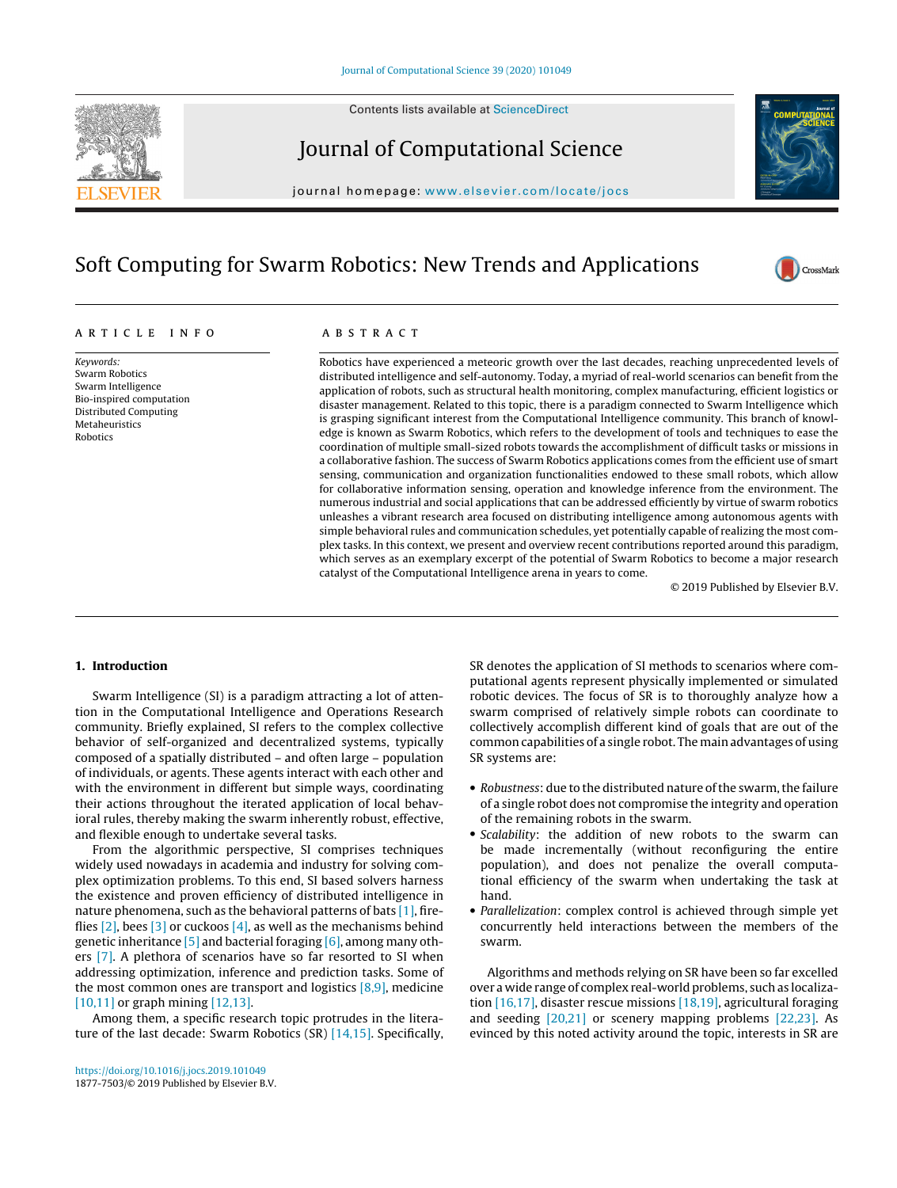Contents lists available at ScienceDirect

# Journal of Computational Science

journal homepage: www.elsevier.com/locate/jocs

# Soft Computing for Swarm Robotics: New Trends and Applications

ARTICLE INFO

*Keywords:*
Swarm Robotics
Swarm Intelligence
Bio-inspired computation
Distributed Computing
Metaheuristics
Robotics

ABSTRACT

Robotics have experienced a meteoric growth over the last decades, reaching unprecedented levels of distributed intelligence and self-autonomy. Today, a myriad of real-world scenarios can benefit from the application of robots, such as structural health monitoring, complex manufacturing, efficient logistics or disaster management. Related to this topic, there is a paradigm connected to Swarm Intelligence which is grasping significant interest from the Computational Intelligence community. This branch of knowledge is known as Swarm Robotics, which refers to the development of tools and techniques to ease the coordination of multiple small-sized robots towards the accomplishment of difficult tasks or missions in a collaborative fashion. The success of Swarm Robotics applications comes from the efficient use of smart sensing, communication and organization functionalities endowed to these small robots, which allow for collaborative information sensing, operation and knowledge inference from the environment. The numerous industrial and social applications that can be addressed efficiently by virtue of swarm robotics unleashes a vibrant research area focused on distributing intelligence among autonomous agents with simple behavioral rules and communication schedules, yet potentially capable of realizing the most complex tasks. In this context, we present and overview recent contributions reported around this paradigm, which serves as an exemplary excerpt of the potential of Swarm Robotics to become a major research catalyst of the Computational Intelligence arena in years to come.

© 2019 Published by Elsevier B.V.

## 1. Introduction

Swarm Intelligence (SI) is a paradigm attracting a lot of attention in the Computational Intelligence and Operations Research community. Briefly explained, SI refers to the complex collective behavior of self-organized and decentralized systems, typically composed of a spatially distributed – and often large – population of individuals, or agents. These agents interact with each other and with the environment in different but simple ways, coordinating their actions throughout the iterated application of local behavioral rules, thereby making the swarm inherently robust, effective, and flexible enough to undertake several tasks.

From the algorithmic perspective, SI comprises techniques widely used nowadays in academia and industry for solving complex optimization problems. To this end, SI based solvers harness the existence and proven efficiency of distributed intelligence in nature phenomena, such as the behavioral patterns of bats [1], fireflies [2], bees [3] or cuckoos [4], as well as the mechanisms behind genetic inheritance [5] and bacterial foraging [6], among many others [7]. A plethora of scenarios have so far resorted to SI when addressing optimization, inference and prediction tasks. Some of the most common ones are transport and logistics [8,9], medicine [10,11] or graph mining [12,13].

Among them, a specific research topic protrudes in the literature of the last decade: Swarm Robotics (SR) [14,15]. Specifically, SR denotes the application of SI methods to scenarios where computational agents represent physically implemented or simulated robotic devices. The focus of SR is to thoroughly analyze how a swarm comprised of relatively simple robots can coordinate to collectively accomplish different kind of goals that are out of the common capabilities of a single robot. The main advantages of using SR systems are:

- *Robustness*: due to the distributed nature of the swarm, the failure of a single robot does not compromise the integrity and operation of the remaining robots in the swarm.
- *Scalability*: the addition of new robots to the swarm can be made incrementally (without reconfiguring the entire population), and does not penalize the overall computational efficiency of the swarm when undertaking the task at hand.
- *Parallelization*: complex control is achieved through simple yet concurrently held interactions between the members of the swarm.

Algorithms and methods relying on SR have been so far excelled over a wide range of complex real-world problems, such as localization [16,17], disaster rescue missions [18,19], agricultural foraging and seeding [20,21] or scenery mapping problems [22,23]. As evinced by this noted activity around the topic, interests in SR are

https://doi.org/10.1016/j.jocs.2019.101049
1877-7503/© 2019 Published by Elsevier B.V.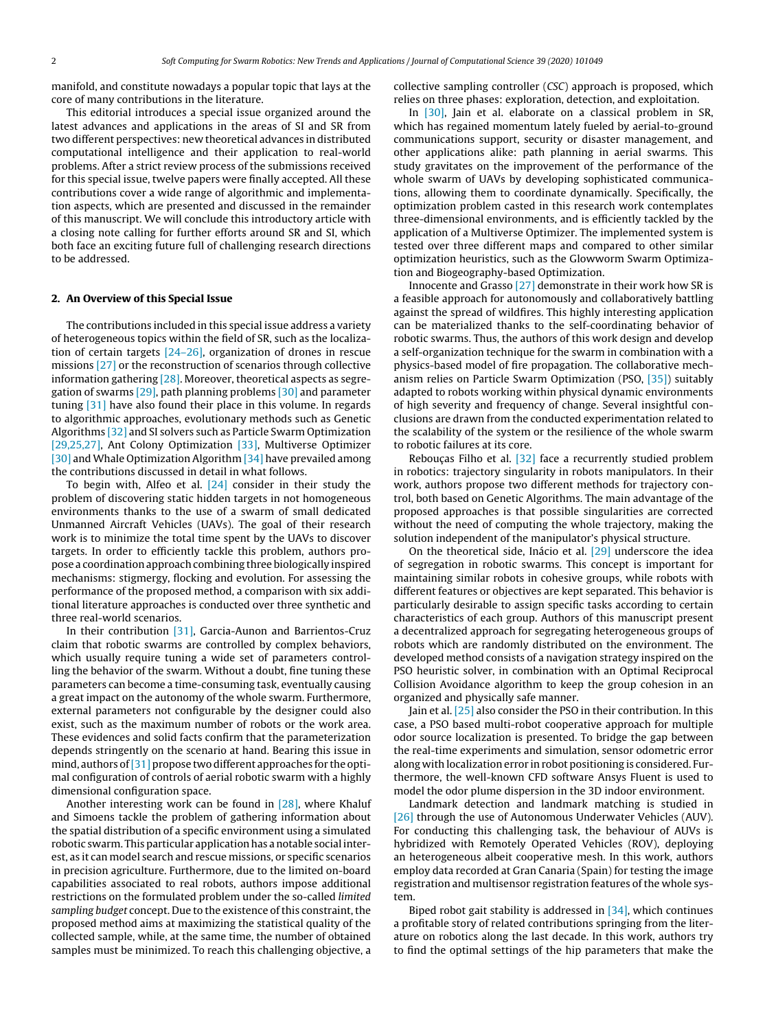manifold, and constitute nowadays a popular topic that lays at the core of many contributions in the literature.

This editorial introduces a special issue organized around the latest advances and applications in the areas of SI and SR from two different perspectives: new theoretical advances in distributed computational intelligence and their application to real-world problems. After a strict review process of the submissions received for this special issue, twelve papers were finally accepted. All these contributions cover a wide range of algorithmic and implementation aspects, which are presented and discussed in the remainder of this manuscript. We will conclude this introductory article with a closing note calling for further efforts around SR and SI, which both face an exciting future full of challenging research directions to be addressed.

## 2. An Overview of this Special Issue

The contributions included in this special issue address a variety of heterogeneous topics within the field of SR, such as the localization of certain targets [24–26], organization of drones in rescue missions [27] or the reconstruction of scenarios through collective information gathering [28]. Moreover, theoretical aspects as segregation of swarms [29], path planning problems [30] and parameter tuning [31] have also found their place in this volume. In regards to algorithmic approaches, evolutionary methods such as Genetic Algorithms [32] and SI solvers such as Particle Swarm Optimization [29,25,27], Ant Colony Optimization [33], Multiverse Optimizer [30] and Whale Optimization Algorithm [34] have prevailed among the contributions discussed in detail in what follows.

To begin with, Alfeo et al. [24] consider in their study the problem of discovering static hidden targets in not homogeneous environments thanks to the use of a swarm of small dedicated Unmanned Aircraft Vehicles (UAVs). The goal of their research work is to minimize the total time spent by the UAVs to discover targets. In order to efficiently tackle this problem, authors propose a coordination approach combining three biologically inspired mechanisms: stigmergy, flocking and evolution. For assessing the performance of the proposed method, a comparison with six additional literature approaches is conducted over three synthetic and three real-world scenarios.

In their contribution [31], Garcia-Aunon and Barrientos-Cruz claim that robotic swarms are controlled by complex behaviors, which usually require tuning a wide set of parameters controlling the behavior of the swarm. Without a doubt, fine tuning these parameters can become a time-consuming task, eventually causing a great impact on the autonomy of the whole swarm. Furthermore, external parameters not configurable by the designer could also exist, such as the maximum number of robots or the work area. These evidences and solid facts confirm that the parameterization depends stringently on the scenario at hand. Bearing this issue in mind, authors of [31] propose two different approaches for the optimal configuration of controls of aerial robotic swarm with a highly dimensional configuration space.

Another interesting work can be found in [28], where Khaluf and Simoens tackle the problem of gathering information about the spatial distribution of a specific environment using a simulated robotic swarm. This particular application has a notable social interest, as it can model search and rescue missions, or specific scenarios in precision agriculture. Furthermore, due to the limited on-board capabilities associated to real robots, authors impose additional restrictions on the formulated problem under the so-called *limited sampling budget* concept. Due to the existence of this constraint, the proposed method aims at maximizing the statistical quality of the collected sample, while, at the same time, the number of obtained samples must be minimized. To reach this challenging objective, a collective sampling controller (*CSC*) approach is proposed, which relies on three phases: exploration, detection, and exploitation.

In [30], Jain et al. elaborate on a classical problem in SR, which has regained momentum lately fueled by aerial-to-ground communications support, security or disaster management, and other applications alike: path planning in aerial swarms. This study gravitates on the improvement of the performance of the whole swarm of UAVs by developing sophisticated communications, allowing them to coordinate dynamically. Specifically, the optimization problem casted in this research work contemplates three-dimensional environments, and is efficiently tackled by the application of a Multiverse Optimizer. The implemented system is tested over three different maps and compared to other similar optimization heuristics, such as the Glowworm Swarm Optimization and Biogeography-based Optimization.

Innocente and Grasso [27] demonstrate in their work how SR is a feasible approach for autonomously and collaboratively battling against the spread of wildfires. This highly interesting application can be materialized thanks to the self-coordinating behavior of robotic swarms. Thus, the authors of this work design and develop a self-organization technique for the swarm in combination with a physics-based model of fire propagation. The collaborative mechanism relies on Particle Swarm Optimization (PSO, [35]) suitably adapted to robots working within physical dynamic environments of high severity and frequency of change. Several insightful conclusions are drawn from the conducted experimentation related to the scalability of the system or the resilience of the whole swarm to robotic failures at its core.

Rebouças Filho et al. [32] face a recurrently studied problem in robotics: trajectory singularity in robots manipulators. In their work, authors propose two different methods for trajectory control, both based on Genetic Algorithms. The main advantage of the proposed approaches is that possible singularities are corrected without the need of computing the whole trajectory, making the solution independent of the manipulator's physical structure.

On the theoretical side, Inácio et al. [29] underscore the idea of segregation in robotic swarms. This concept is important for maintaining similar robots in cohesive groups, while robots with different features or objectives are kept separated. This behavior is particularly desirable to assign specific tasks according to certain characteristics of each group. Authors of this manuscript present a decentralized approach for segregating heterogeneous groups of robots which are randomly distributed on the environment. The developed method consists of a navigation strategy inspired on the PSO heuristic solver, in combination with an Optimal Reciprocal Collision Avoidance algorithm to keep the group cohesion in an organized and physically safe manner.

Jain et al. [25] also consider the PSO in their contribution. In this case, a PSO based multi-robot cooperative approach for multiple odor source localization is presented. To bridge the gap between the real-time experiments and simulation, sensor odometric error along with localization error in robot positioning is considered. Furthermore, the well-known CFD software Ansys Fluent is used to model the odor plume dispersion in the 3D indoor environment.

Landmark detection and landmark matching is studied in [26] through the use of Autonomous Underwater Vehicles (AUV). For conducting this challenging task, the behaviour of AUVs is hybridized with Remotely Operated Vehicles (ROV), deploying an heterogeneous albeit cooperative mesh. In this work, authors employ data recorded at Gran Canaria (Spain) for testing the image registration and multisensor registration features of the whole system.

Biped robot gait stability is addressed in [34], which continues a profitable story of related contributions springing from the literature on robotics along the last decade. In this work, authors try to find the optimal settings of the hip parameters that make the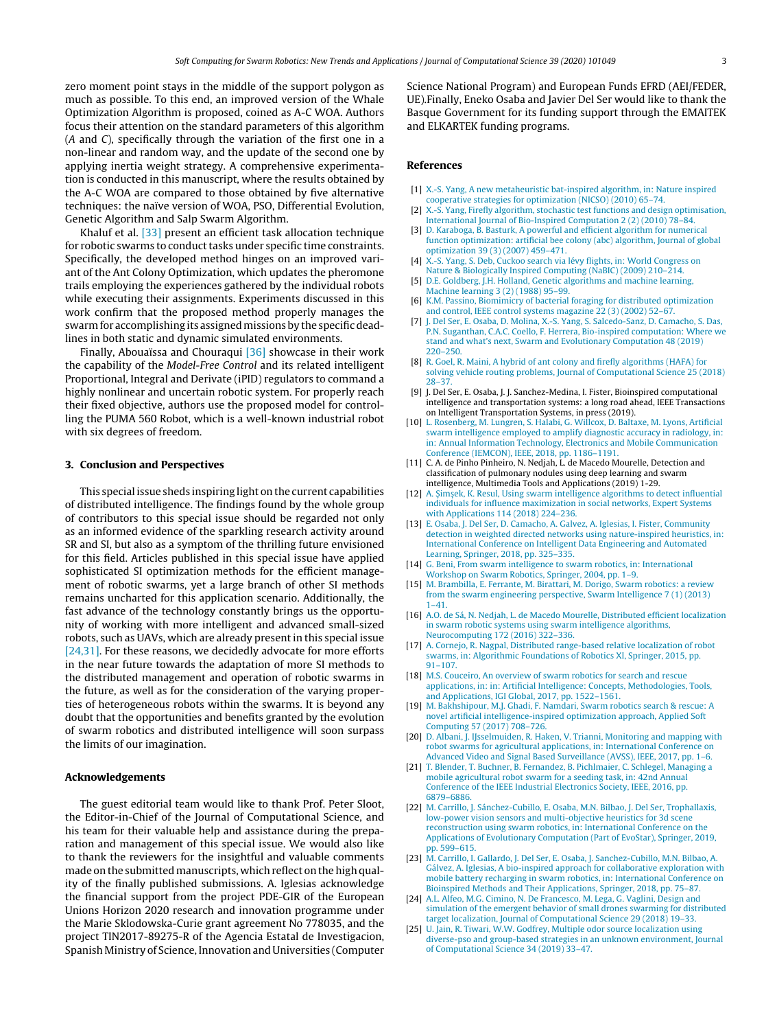zero moment point stays in the middle of the support polygon as much as possible. To this end, an improved version of the Whale Optimization Algorithm is proposed, coined as A-C WOA. Authors focus their attention on the standard parameters of this algorithm (*A* and *C*), specifically through the variation of the first one in a non-linear and random way, and the update of the second one by applying inertia weight strategy. A comprehensive experimentation is conducted in this manuscript, where the results obtained by the A-C WOA are compared to those obtained by five alternative techniques: the naïve version of WOA, PSO, Differential Evolution, Genetic Algorithm and Salp Swarm Algorithm.

Khaluf et al. [33] present an efficient task allocation technique for robotic swarms to conduct tasks under specific time constraints. Specifically, the developed method hinges on an improved variant of the Ant Colony Optimization, which updates the pheromone trails employing the experiences gathered by the individual robots while executing their assignments. Experiments discussed in this work confirm that the proposed method properly manages the swarm for accomplishing its assigned missions by the specific deadlines in both static and dynamic simulated environments.

Finally, Abouaïssa and Chouraqui [36] showcase in their work the capability of the *Model-Free Control* and its related intelligent Proportional, Integral and Derivate (iPID) regulators to command a highly nonlinear and uncertain robotic system. For properly reach their fixed objective, authors use the proposed model for controlling the PUMA 560 Robot, which is a well-known industrial robot with six degrees of freedom.

## 3. Conclusion and Perspectives

This special issue sheds inspiring light on the current capabilities of distributed intelligence. The findings found by the whole group of contributors to this special issue should be regarded not only as an informed evidence of the sparkling research activity around SR and SI, but also as a symptom of the thrilling future envisioned for this field. Articles published in this special issue have applied sophisticated SI optimization methods for the efficient management of robotic swarms, yet a large branch of other SI methods remains uncharted for this application scenario. Additionally, the fast advance of the technology constantly brings us the opportunity of working with more intelligent and advanced small-sized robots, such as UAVs, which are already present in this special issue [24,31]. For these reasons, we decidedly advocate for more efforts in the near future towards the adaptation of more SI methods to the distributed management and operation of robotic swarms in the future, as well as for the consideration of the varying properties of heterogeneous robots within the swarms. It is beyond any doubt that the opportunities and benefits granted by the evolution of swarm robotics and distributed intelligence will soon surpass the limits of our imagination.

## Acknowledgements

The guest editorial team would like to thank Prof. Peter Sloot, the Editor-in-Chief of the Journal of Computational Science, and his team for their valuable help and assistance during the preparation and management of this special issue. We would also like to thank the reviewers for the insightful and valuable comments made on the submitted manuscripts, which reflect on the high quality of the finally published submissions. A. Iglesias acknowledge the financial support from the project PDE-GIR of the European Unions Horizon 2020 research and innovation programme under the Marie Sklodowska-Curie grant agreement No 778035, and the project TIN2017-89275-R of the Agencia Estatal de Investigacion, Spanish Ministry of Science, Innovation and Universities (Computer Science National Program) and European Funds EFRD (AEI/FEDER, UE).Finally, Eneko Osaba and Javier Del Ser would like to thank the Basque Government for its funding support through the EMAITEK and ELKARTEK funding programs.

## References

[1] X.-S. Yang, A new metaheuristic bat-inspired algorithm, in: Nature inspired cooperative strategies for optimization (NICSO) (2010) 65–74.

[2] X.-S. Yang, Firefly algorithm, stochastic test functions and design optimisation, International Journal of Bio-Inspired Computation 2 (2) (2010) 78–84.

[3] D. Karaboga, B. Basturk, A powerful and efficient algorithm for numerical function optimization: artificial bee colony (abc) algorithm, Journal of global optimization 39 (3) (2007) 459–471.

[4] X.-S. Yang, S. Deb, Cuckoo search via lévy flights, in: World Congress on Nature & Biologically Inspired Computing (NaBIC) (2009) 210–214.

[5] D.E. Goldberg, J.H. Holland, Genetic algorithms and machine learning, Machine learning 3 (2) (1988) 95–99.

[6] K.M. Passino, Biomimicry of bacterial foraging for distributed optimization and control, IEEE control systems magazine 22 (3) (2002) 52–67.

[7] J. Del Ser, E. Osaba, D. Molina, X.-S. Yang, S. Salcedo-Sanz, D. Camacho, S. Das, P.N. Suganthan, C.A.C. Coello, F. Herrera, Bio-inspired computation: Where we stand and what's next, Swarm and Evolutionary Computation 48 (2019) 220–250.

[8] R. Goel, R. Maini, A hybrid of ant colony and firefly algorithms (HAFA) for solving vehicle routing problems, Journal of Computational Science 25 (2018) 28–37.

[9] J. Del Ser, E. Osaba, J. J. Sanchez-Medina, I. Fister, Bioinspired computational intelligence and transportation systems: a long road ahead, IEEE Transactions on Intelligent Transportation Systems, in press (2019).

[10] L. Rosenberg, M. Lungren, S. Halabi, G. Willcox, D. Baltaxe, M. Lyons, Artificial swarm intelligence employed to amplify diagnostic accuracy in radiology, in: in: Annual Information Technology, Electronics and Mobile Communication Conference (IEMCON), IEEE, 2018, pp. 1186–1191.

[11] C. A. de Pinho Pinheiro, N. Nedjah, L. de Macedo Mourelle, Detection and classification of pulmonary nodules using deep learning and swarm intelligence, Multimedia Tools and Applications (2019) 1-29.

[12] A. Şimşek, K. Resul, Using swarm intelligence algorithms to detect influential individuals for influence maximization in social networks, Expert Systems with Applications 114 (2018) 224–236.

[13] E. Osaba, J. Del Ser, D. Camacho, A. Galvez, A. Iglesias, I. Fister, Community detection in weighted directed networks using nature-inspired heuristics, in: International Conference on Intelligent Data Engineering and Automated Learning, Springer, 2018, pp. 325–335.

[14] G. Beni, From swarm intelligence to swarm robotics, in: International Workshop on Swarm Robotics, Springer, 2004, pp. 1–9.

[15] M. Brambilla, E. Ferrante, M. Birattari, M. Dorigo, Swarm robotics: a review from the swarm engineering perspective, Swarm Intelligence 7 (1) (2013) 1–41.

[16] A.O. de Sá, N. Nedjah, L. de Macedo Mourelle, Distributed efficient localization in swarm robotic systems using swarm intelligence algorithms, Neurocomputing 172 (2016) 322–336.

[17] A. Cornejo, R. Nagpal, Distributed range-based relative localization of robot swarms, in: Algorithmic Foundations of Robotics XI, Springer, 2015, pp. 91–107.

[18] M.S. Couceiro, An overview of swarm robotics for search and rescue applications, in: in: Artificial Intelligence: Concepts, Methodologies, Tools, and Applications, IGI Global, 2017, pp. 1522–1561.

[19] M. Bakhshipour, M.J. Ghadi, F. Namdari, Swarm robotics search & rescue: A novel artificial intelligence-inspired optimization approach, Applied Soft Computing 57 (2017) 708–726.

[20] D. Albani, J. IJsselmuiden, R. Haken, V. Trianni, Monitoring and mapping with robot swarms for agricultural applications, in: International Conference on Advanced Video and Signal Based Surveillance (AVSS), IEEE, 2017, pp. 1–6.

[21] T. Blender, T. Buchner, B. Fernandez, B. Pichlmaier, C. Schlegel, Managing a mobile agricultural robot swarm for a seeding task, in: 42nd Annual Conference of the IEEE Industrial Electronics Society, IEEE, 2016, pp. 6879–6886.

[22] M. Carrillo, J. Sánchez-Cubillo, E. Osaba, M.N. Bilbao, J. Del Ser, Trophallaxis, low-power vision sensors and multi-objective heuristics for 3d scene reconstruction using swarm robotics, in: International Conference on the Applications of Evolutionary Computation (Part of EvoStar), Springer, 2019, pp. 599–615.

[23] M. Carrillo, I. Gallardo, J. Del Ser, E. Osaba, J. Sanchez-Cubillo, M.N. Bilbao, A. Gálvez, A. Iglesias, A bio-inspired approach for collaborative exploration with mobile battery recharging in swarm robotics, in: International Conference on Bioinspired Methods and Their Applications, Springer, 2018, pp. 75–87.

[24] A.L. Alfeo, M.G. Cimino, N. De Francesco, M. Lega, G. Vaglini, Design and simulation of the emergent behavior of small drones swarming for distributed target localization, Journal of Computational Science 29 (2018) 19–33.

[25] U. Jain, R. Tiwari, W.W. Godfrey, Multiple odor source localization using diverse-pso and group-based strategies in an unknown environment, Journal of Computational Science 34 (2019) 33–47.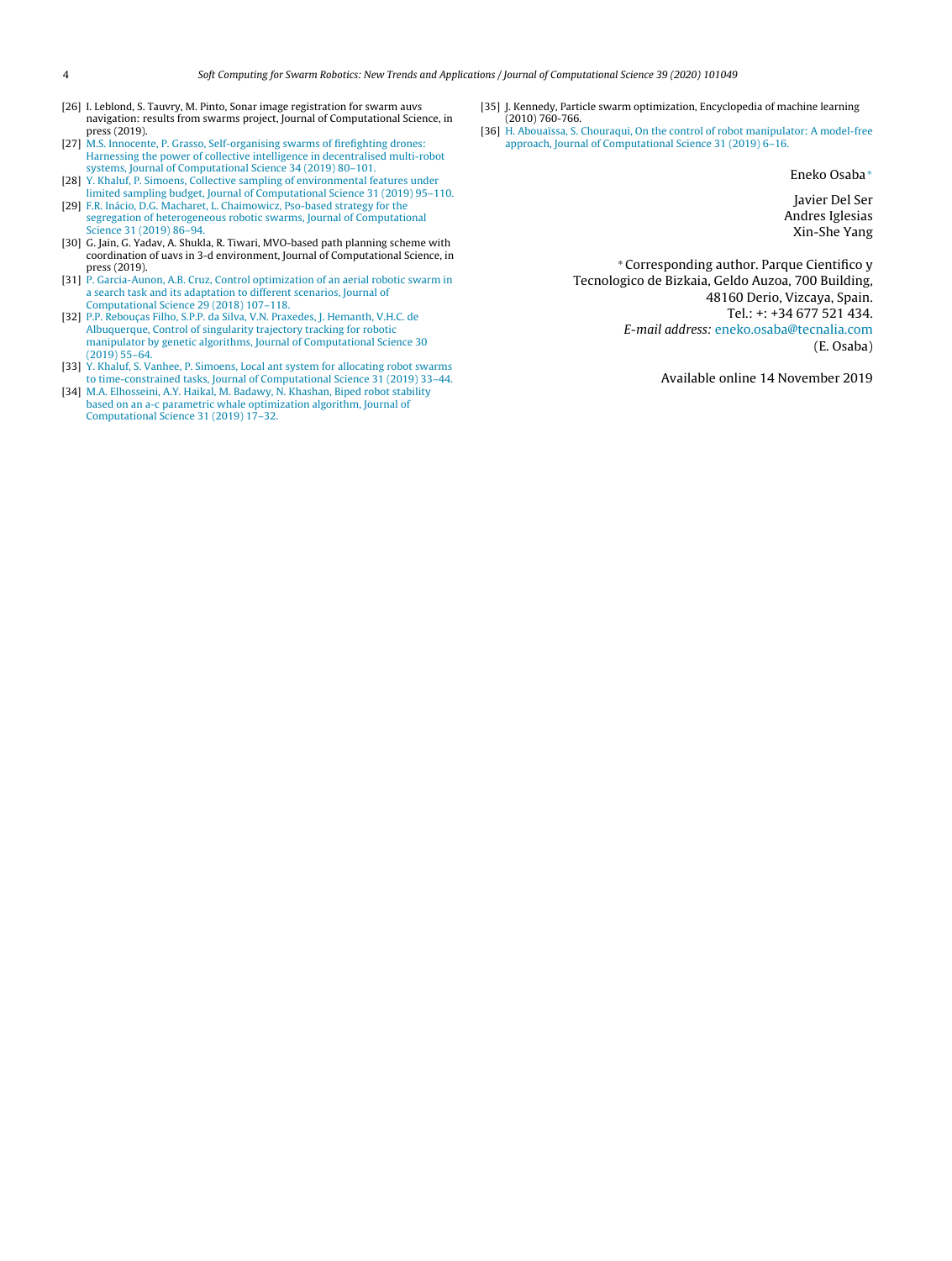[26] I. Leblond, S. Tauvry, M. Pinto, Sonar image registration for swarm auvs navigation: results from swarms project, Journal of Computational Science, in press (2019).

[27] M.S. Innocente, P. Grasso, Self-organising swarms of firefighting drones: Harnessing the power of collective intelligence in decentralised multi-robot systems, Journal of Computational Science 34 (2019) 80–101.

[28] Y. Khaluf, P. Simoens, Collective sampling of environmental features under limited sampling budget, Journal of Computational Science 31 (2019) 95–110.

[29] F.R. Inácio, D.G. Macharet, L. Chaimowicz, Pso-based strategy for the segregation of heterogeneous robotic swarms, Journal of Computational Science 31 (2019) 86–94.

[30] G. Jain, G. Yadav, A. Shukla, R. Tiwari, MVO-based path planning scheme with coordination of uavs in 3-d environment, Journal of Computational Science, in press (2019).

[31] P. Garcia-Aunon, A.B. Cruz, Control optimization of an aerial robotic swarm in a search task and its adaptation to different scenarios, Journal of Computational Science 29 (2018) 107–118.

[32] P.P. Rebouças Filho, S.P.P. da Silva, V.N. Praxedes, J. Hemanth, V.H.C. de Albuquerque, Control of singularity trajectory tracking for robotic manipulator by genetic algorithms, Journal of Computational Science 30 (2019) 55–64.

[33] Y. Khaluf, S. Vanhee, P. Simoens, Local ant system for allocating robot swarms to time-constrained tasks, Journal of Computational Science 31 (2019) 33–44.

[34] M.A. Elhosseini, A.Y. Haikal, M. Badawy, N. Khashan, Biped robot stability based on an a-c parametric whale optimization algorithm, Journal of Computational Science 31 (2019) 17–32.

[35] J. Kennedy, Particle swarm optimization, Encyclopedia of machine learning (2010) 760-766.

[36] H. Abouaïssa, S. Chouraqui, On the control of robot manipulator: A model-free approach, Journal of Computational Science 31 (2019) 6–16.

Eneko Osaba*

Javier Del Ser
Andres Iglesias
Xin-She Yang

* Corresponding author. Parque Cientifico y Tecnologico de Bizkaia, Geldo Auzoa, 700 Building, 48160 Derio, Vizcaya, Spain.
Tel.: +: +34 677 521 434.
*E-mail address:* eneko.osaba@tecnalia.com (E. Osaba)

Available online 14 November 2019